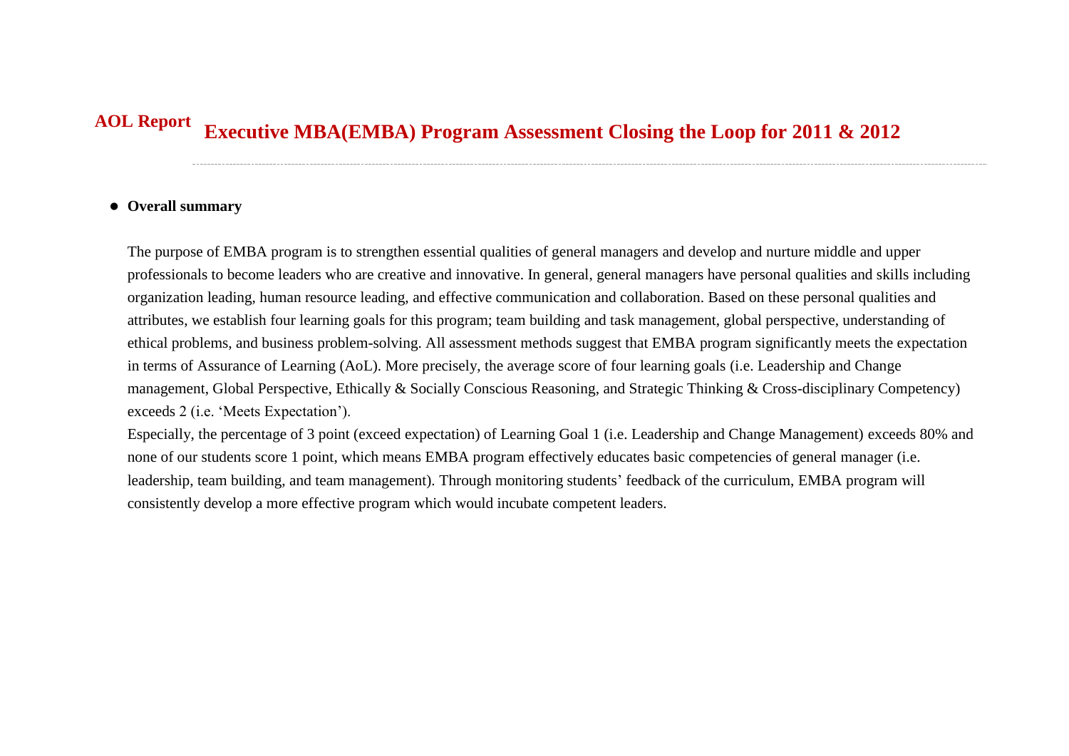# AOL Report Executive MBA(EMBA) Program Assessment Closing the Loop for 2011 & 2012

- **Overall summary**

The purpose of EMBA program is to strengthen essential qualities of general managers and develop and nurture middle and upper professionals to become leaders who are creative and innovative. In general, general managers have personal qualities and skills including organization leading, human resource leading, and effective communication and collaboration. Based on these personal qualities and attributes, we establish four learning goals for this program; team building and task management, global perspective, understanding of ethical problems, and business problem-solving. All assessment methods suggest that EMBA program significantly meets the expectation in terms of Assurance of Learning (AoL). More precisely, the average score of four learning goals (i.e. Leadership and Change management, Global Perspective, Ethically & Socially Conscious Reasoning, and Strategic Thinking & Cross-disciplinary Competency) exceeds 2 (i.e. 'Meets Expectation').

Especially, the percentage of 3 point (exceed expectation) of Learning Goal 1 (i.e. Leadership and Change Management) exceeds 80% and none of our students score 1 point, which means EMBA program effectively educates basic competencies of general manager (i.e. leadership, team building, and team management). Through monitoring students' feedback of the curriculum, EMBA program will consistently develop a more effective program which would incubate competent leaders.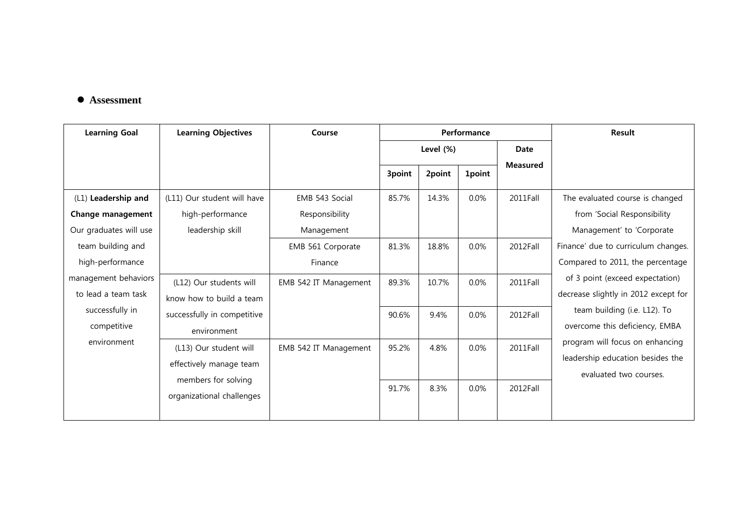- **Assessment**

| Learning Goal | Learning Objectives | Course | Performance | | | | Result |
|---|---|---|---|---|---|---|---|
| | | | Level (%) | | | Date Measured | |
| | | | 3point | 2point | 1point | | |
| (L1) **Leadership and Change management** Our graduates will use team building and high-performance management behaviors to lead a team task successfully in competitive environment | (L11) Our student will have high-performance leadership skill | EMB 543 Social Responsibility Management | 85.7% | 14.3% | 0.0% | 2011Fall | The evaluated course is changed from 'Social Responsibility Management' to 'Corporate Finance' due to curriculum changes. Compared to 2011, the percentage of 3 point (exceed expectation) decrease slightly in 2012 except for team building (i.e. L12). To overcome this deficiency, EMBA program will focus on enhancing leadership education besides the evaluated two courses. |
| | | EMB 561 Corporate Finance | 81.3% | 18.8% | 0.0% | 2012Fall | |
| | (L12) Our students will know how to build a team successfully in competitive environment | EMB 542 IT Management | 89.3% | 10.7% | 0.0% | 2011Fall | |
| | | | 90.6% | 9.4% | 0.0% | 2012Fall | |
| | (L13) Our student will effectively manage team members for solving organizational challenges | EMB 542 IT Management | 95.2% | 4.8% | 0.0% | 2011Fall | |
| | | | 91.7% | 8.3% | 0.0% | 2012Fall | |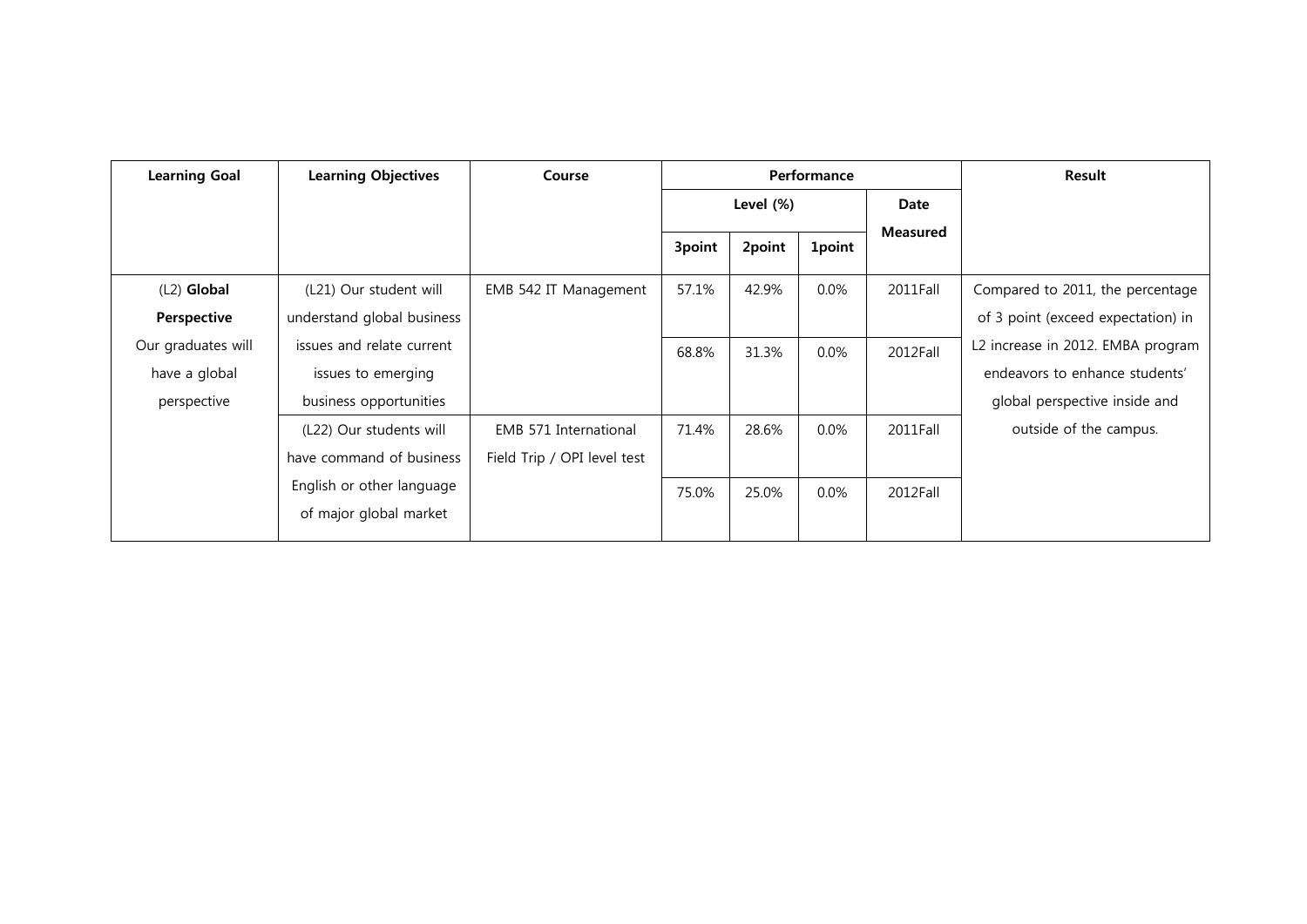| Learning Goal | Learning Objectives | Course | Performance | | | | Result |
|---|---|---|---|---|---|---|---|
| | | | Level (%) | | | Date Measured | |
| | | | 3point | 2point | 1point | | |
| (L2) **Global Perspective** Our graduates will have a global perspective | (L21) Our student will understand global business issues and relate current issues to emerging business opportunities | EMB 542 IT Management | 57.1% | 42.9% | 0.0% | 2011Fall | Compared to 2011, the percentage of 3 point (exceed expectation) in L2 increase in 2012. EMBA program endeavors to enhance students' global perspective inside and outside of the campus. |
| | | | 68.8% | 31.3% | 0.0% | 2012Fall | |
| | (L22) Our students will have command of business English or other language of major global market | EMB 571 International Field Trip / OPI level test | 71.4% | 28.6% | 0.0% | 2011Fall | |
| | | | 75.0% | 25.0% | 0.0% | 2012Fall | |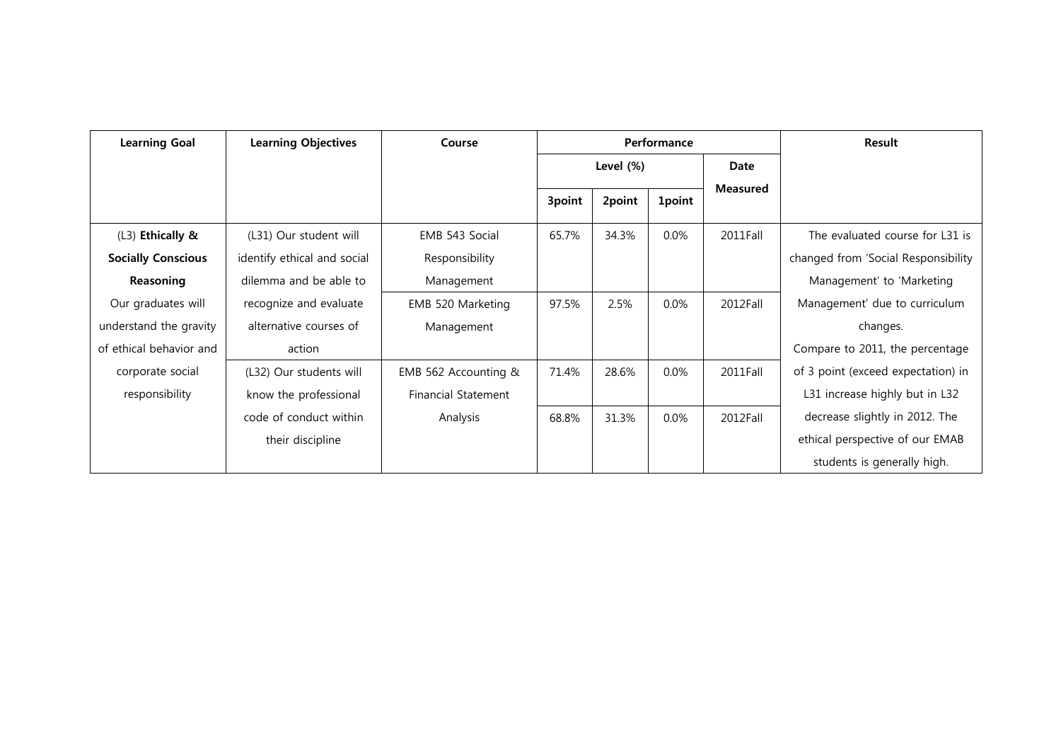| Learning Goal | Learning Objectives | Course | Performance | | | | Result |
|---|---|---|---|---|---|---|---|
| | | | Level (%) | | | Date Measured | |
| | | | 3point | 2point | 1point | | |
| (L3) **Ethically & Socially Conscious Reasoning** Our graduates will understand the gravity of ethical behavior and corporate social responsibility | (L31) Our student will identify ethical and social dilemma and be able to recognize and evaluate alternative courses of action | EMB 543 Social Responsibility Management | 65.7% | 34.3% | 0.0% | 2011Fall | The evaluated course for L31 is changed from 'Social Responsibility Management' to 'Marketing Management' due to curriculum changes. Compare to 2011, the percentage of 3 point (exceed expectation) in L31 increase highly but in L32 decrease slightly in 2012. The ethical perspective of our EMAB students is generally high. |
| | | EMB 520 Marketing Management | 97.5% | 2.5% | 0.0% | 2012Fall | |
| | (L32) Our students will know the professional code of conduct within their discipline | EMB 562 Accounting & Financial Statement Analysis | 71.4% | 28.6% | 0.0% | 2011Fall | |
| | | | 68.8% | 31.3% | 0.0% | 2012Fall | |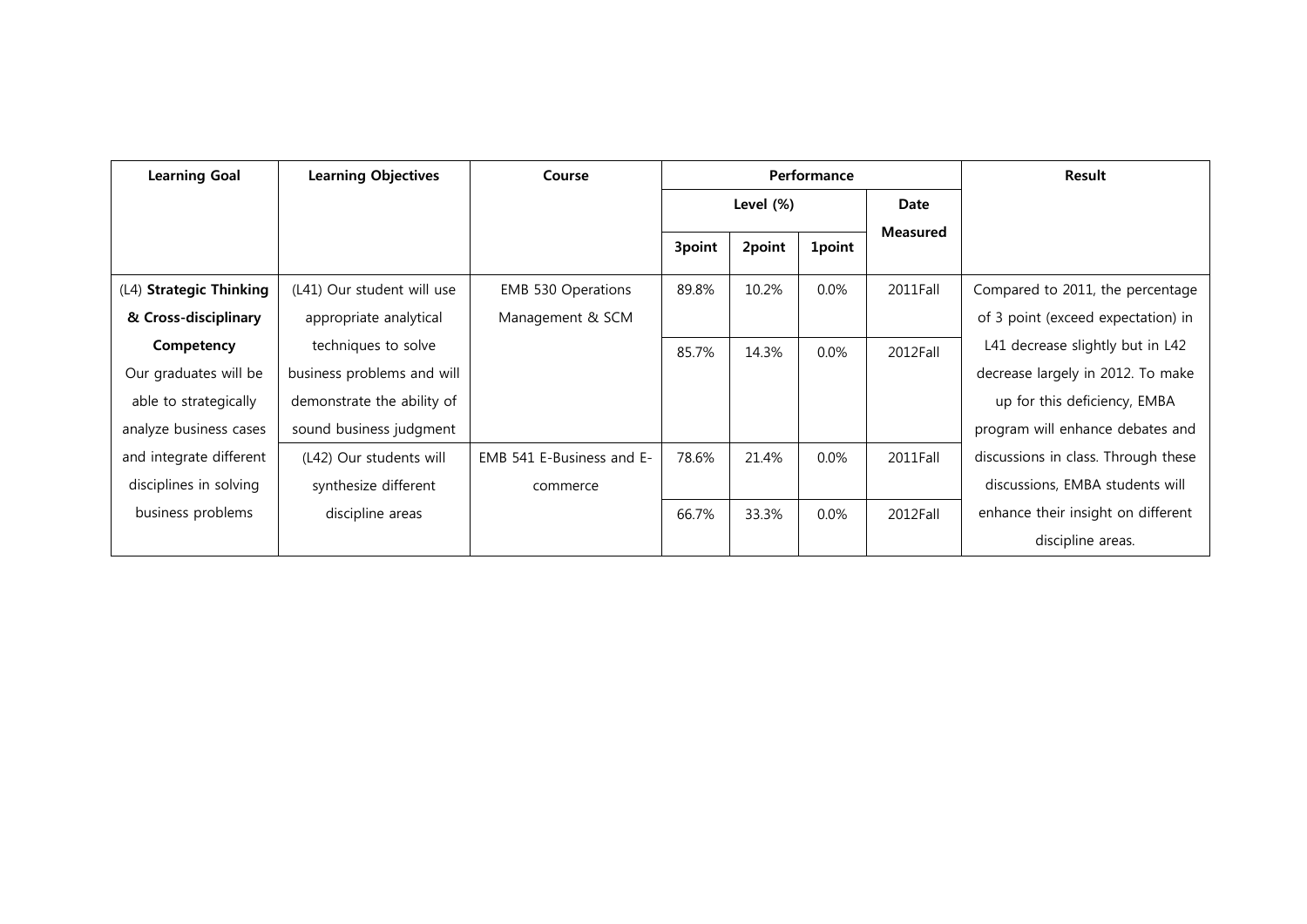| Learning Goal | Learning Objectives | Course | Performance | | | | Result |
|---|---|---|---|---|---|---|---|
| | | | Level (%) | | | Date Measured | |
| | | | 3point | 2point | 1point | | |
| (L4) **Strategic Thinking & Cross-disciplinary Competency** Our graduates will be able to strategically analyze business cases and integrate different disciplines in solving business problems | (L41) Our student will use appropriate analytical techniques to solve business problems and will demonstrate the ability of sound business judgment | EMB 530 Operations Management & SCM | 89.8% | 10.2% | 0.0% | 2011Fall | Compared to 2011, the percentage of 3 point (exceed expectation) in L41 decrease slightly but in L42 decrease largely in 2012. To make up for this deficiency, EMBA program will enhance debates and discussions in class. Through these discussions, EMBA students will enhance their insight on different discipline areas. |
| | | | 85.7% | 14.3% | 0.0% | 2012Fall | |
| | (L42) Our students will synthesize different discipline areas | EMB 541 E-Business and E-commerce | 78.6% | 21.4% | 0.0% | 2011Fall | |
| | | | 66.7% | 33.3% | 0.0% | 2012Fall | |